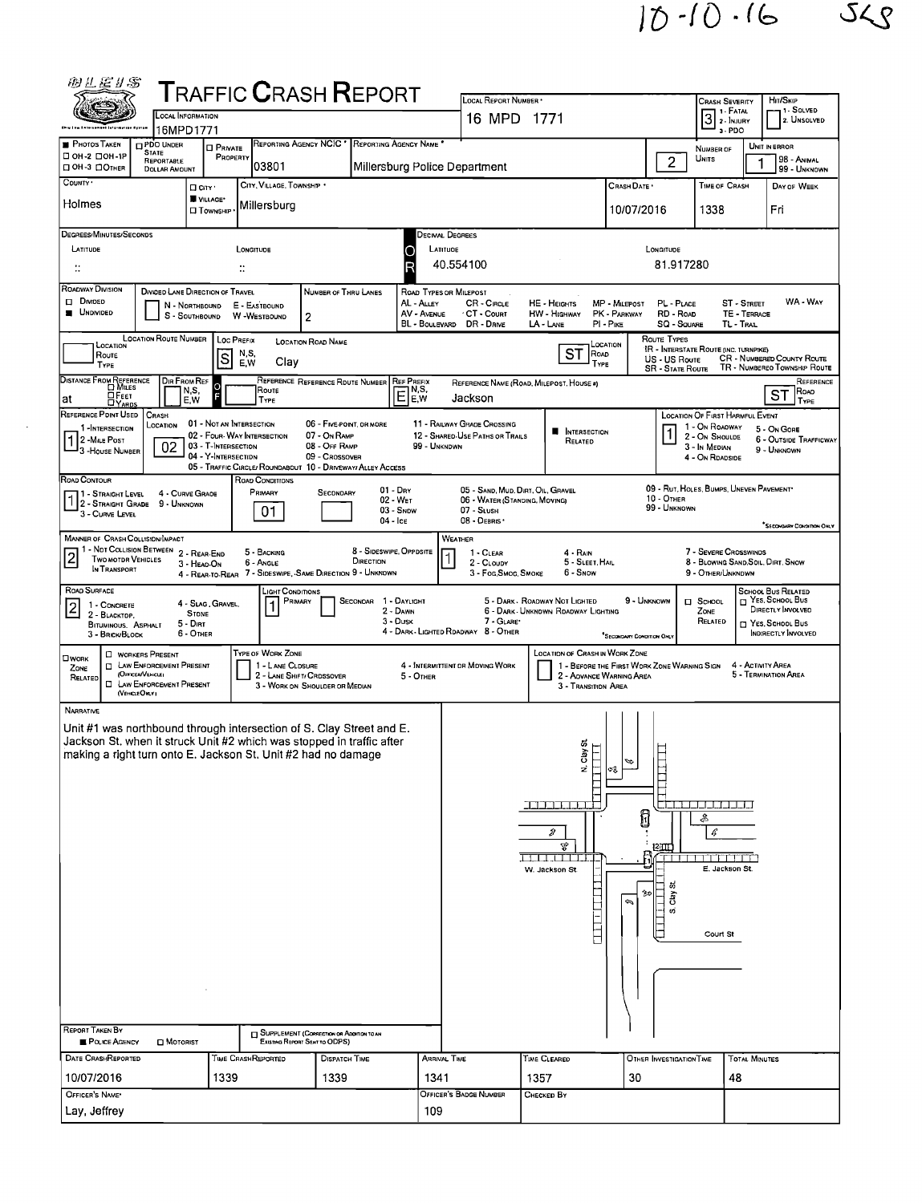10-10-16 SLS

# TRAFFIC CRASH REPORT

| Field | Value |
|---|---|
| Local Information | 16MPD1771 |
| Local Report Number | 16 MPD 1771 |
| Crash Severity | 3 (1 - Fatal, 2 - Injury, 3 - PDO) |
| Hit/Skip | (1 - Solved, 2 - Unsolved) |
| Photos Taken | ■ |
| Reporting Agency NCIC | 03801 |
| Reporting Agency Name | Millersburg Police Department |
| Number of Units | 2 |
| Unit in Error | 1 |
| County | Holmes |
| City, Village, Township | ■ Village – Millersburg |
| Crash Date | 10/07/2016 |
| Time of Crash | 1338 |
| Day of Week | Fri |
| Latitude (Decimal Degrees) | 40.554100 |
| Longitude (Decimal Degrees) | 81.917280 |
| Roadway Division | ■ Undivided |
| Number of Thru Lanes | 2 |
| Location Route Prefix | S |
| Location Road Name | Clay |
| Location Road Type | ST |
| Distance From Reference | at |
| Reference Prefix | E |
| Reference Name | Jackson |
| Reference Type | ST |
| Reference Point Used | 1 (1 - Intersection) |
| Crash Location | 02 (02 - Four-Way Intersection) |
| Intersection Related | ■ |
| Location of First Harmful Event | 1 (1 - On Roadway) |
| Road Contour | 1 (1 - Straight Level) |
| Road Conditions Primary | 01 (01 - Dry) |
| Manner of Crash Collision/Impact | 2 (2 - Rear-End) |
| Weather | 1 (1 - Clear) |
| Road Surface | 2 (2 - Blacktop, Bituminous, Asphalt) |
| Light Conditions Primary | 1 (1 - Daylight) |

## Narrative

Unit #1 was northbound through intersection of S. Clay Street and E. Jackson St. when it struck Unit #2 which was stopped in traffic after making a right turn onto E. Jackson St. Unit #2 had no damage

(Diagram labels: N. Clay St, W. Jackson St, E. Jackson St, S. Clay St, Court St)

| Report Taken By | ■ Police Agency |
|---|---|

| Date Crash Reported | Time Crash Reported | Dispatch Time | Arrival Time | Time Cleared | Other Investigation Time | Total Minutes |
|---|---|---|---|---|---|---|
| 10/07/2016 | 1339 | 1339 | 1341 | 1357 | 30 | 48 |

| Officer's Name | Officer's Badge Number | Checked By |
|---|---|---|
| Lay, Jeffrey | 109 | |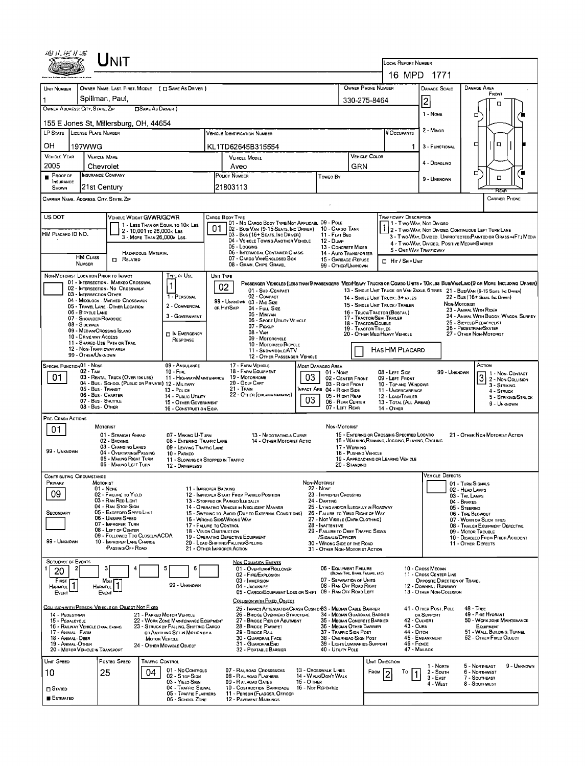# UNIT

**LOCAL REPORT NUMBER:** 16 MPD 1771

| UNIT NUMBER | OWNER NAME: LAST, FIRST, MIDDLE ( ☐ SAME AS DRIVER ) | OWNER PHONE NUMBER | DAMAGE SCALE | DAMAGE AREA |
|---|---|---|---|---|
| 1 | Spillman, Paul, | 330-275-8464 | 2 | FRONT |

**OWNER ADDRESS: CITY, STATE, ZIP** ( ☐ SAME AS DRIVER ): 155 E Jones St, Millersburg, OH, 44654

DAMAGE SCALE: 1 - NONE; 2 - MINOR; 3 - FUNCTIONAL; 4 - DISABLING; 9 - UNKNOWN

| LP STATE | LICENSE PLATE NUMBER | VEHICLE IDENTIFICATION NUMBER | # OCCUPANTS |
|---|---|---|---|
| OH | 197WWG | KL1TD62645B315554 | 1 |

| VEHICLE YEAR | VEHICLE MAKE | VEHICLE MODEL | VEHICLE COLOR |
|---|---|---|---|
| 2005 | Chevrolet | Aveo | GRN |

| ■ PROOF OF INSURANCE SHOWN | INSURANCE COMPANY | POLICY NUMBER | TOWED BY |
|---|---|---|---|
| | 21st Century | 21803113 | |

CARRIER NAME, ADDRESS, CITY, STATE, ZIP — CARRIER PHONE

US DOT

HM PLACARD ID NO.

HM CLASS NUMBER — ☐ RELATED — HAZARDOUS MATERIAL

**VEHICLE WEIGHT GVWR/GCWR:** 1 - LESS THAN OR EQUAL TO 10K LBS; 2 - 10,001 TO 26,000K LBS; 3 - MORE THAN 26,000K LBS.

**CARGO BODY TYPE:** 01
01 - NO CARGO BODY TYPE/NOT APPLICABLE; 02 - BUS/VAN (9-15 SEATS, INC DRIVER); 03 - BUS (16+ SEATS, INC DRIVER); 04 - VEHICLE TOWING ANOTHER VEHICLE; 05 - LOGGING; 06 - INTERMODAL CONTAINER CHASIS; 07 - CARGO VAN/ENCLOSED BOX; 08 - GRAIN, CHIPS, GRAVEL; 09 - POLE; 10 - CARGO TANK; 11 - FLAT BED; 12 - DUMP; 13 - CONCRETE MIXER; 14 - AUTO TRANSPORTER; 15 - GARBAGE/REFUSE; 99 - OTHER/UNKNOWN

**TRAFFICWAY DESCRIPTION:** 1
1 - TWO-WAY, NOT DIVIDED; 2 - TWO-WAY, NOT DIVIDED, CONTINUOUS LEFT TURN LANE; 3 - TWO-WAY, DIVIDED, UNPROTECTED (PAINTED OR GRASS >4FT.) MEDIA; 4 - TWO-WAY, DIVIDED, POSITIVE MEDIAN BARRIER; 5 - ONE-WAY TRAFFICWAY

☐ HIT / SKIP UNIT

**NON-MOTORIST LOCATION PRIOR TO IMPACT:**
01 - INTERSECTION - MARKED CROSSWALK; 02 - INTERSECTION - NO CROSSWALK; 03 - INTERSECTION OTHER; 04 - MIDBLOCK - MARKED CROSSWALK; 05 - TRAVEL LANE - OTHER LOCATION; 06 - BICYCLE LANE; 07 - SHOULDER/ROADSIDE; 08 - SIDEWALK; 09 - MEDIAN/CROSSING ISLAND; 10 - DRIVE WAY ACCESS; 11 - SHARED-USE PATH OR TRAIL; 12 - NON-TRAFFICWAY AREA; 99 - OTHER/UNKNOWN

**TYPE OF USE:** 1
1 - PERSONAL; 2 - COMMERCIAL; 3 - GOVERNMENT; ☐ IN EMERGENCY RESPONSE

**UNIT TYPE:** 02
PASSENGER VEHICLES (LESS THAN 9 PASSENGERS): 01 - SUB-COMPACT; 02 - COMPACT; 99 - UNKNOWN 03 - MID SIZE OR HIT/SKIP; 04 - FULL SIZE; 05 - MINIVAN; 06 - SPORT UTILITY VEHICLE; 07 - PICKUP; 08 - VAN; 09 - MOTORCYCLE; 10 - MOTORIZED BICYCLE; 11 - SNOWMOBILE/ATV; 12 - OTHER PASSENGER VEHICLE
MED/HEAVY TRUCKS OR COMBO UNITS > 10K LBS: 13 - SINGLE UNIT TRUCK OR VAN 2AXLE, 6 TIRES; 14 - SINGLE UNIT TRUCK: 3+ AXLES; 15 - SINGLE UNIT TRUCK / TRAILER; 16 - TRUCK/TRACTOR (BOBTAIL); 17 - TRACTOR/SEMI-TRAILER; 18 - TRACTOR/DOUBLE; 19 - TRACTOR/TRIPLES; 20 - OTHER MED/HEAVY VEHICLE
BUS/VAN/LIMO (9 OR MORE INCLUDING DRIVER): 21 - BUS/VAN (9-15 SEATS, INC DRIVER); 22 - BUS (16+ SEATS, INC DRIVER)
NON-MOTORIST: 23 - ANIMAL WITH RIDER; 24 - ANIMAL WITH BUGGY, WAGON, SURREY; 25 - BICYCLE/PEDACYCLIST; 26 - PEDESTRIAN/SKATER; 27 - OTHER NON-MOTORIST
☐ HAS HM PLACARD

**SPECIAL FUNCTION:** 01
01 - NONE; 02 - TAXI; 03 - RENTAL TRUCK (OVER 10K LBS); 04 - BUS - SCHOOL (PUBLIC OR PRIVATE); 05 - BUS - TRANSIT; 06 - BUS - CHARTER; 07 - BUS - SHUTTLE; 08 - BUS - OTHER; 09 - AMBULANCE; 10 - FIRE; 11 - HIGHWAY/MAINTENANCE; 12 - MILITARY; 13 - POLICE; 14 - PUBLIC UTILITY; 15 - OTHER GOVERNMENT; 16 - CONSTRUCTION EQIP.; 17 - FARM VEHICLE; 18 - FARM EQUIPMENT; 19 - MOTORHOME; 20 - GOLF CART; 21 - TRAIN; 22 - OTHER (EXPLAIN IN NARRATIVE)

**MOST DAMAGED AREA:** 03
**IMPACT AREA:** 03
01 - NONE; 02 - CENTER FRONT; 03 - RIGHT FRONT; 04 - RIGHT SIDE; 05 - RIGHT REAR; 06 - REAR CENTER; 07 - LEFT REAR; 08 - LEFT SIDE; 09 - LEFT FRONT; 10 - TOP AND WINDOWS; 11 - UNDERCARRIAGE; 12 - LOAD/TRAILER; 13 - TOTAL (ALL AREAS); 14 - OTHER; 99 - UNKNOWN

**ACTION:** 3
1 - NON-CONTACT; 2 - NON-COLLISION; 3 - STRIKING; 4 - STRUCK; 5 - STRIKING/STRUCK; 9 - UNKNOWN

**PRE-CRASH ACTIONS:** 01
MOTORIST: 01 - STRAIGHT AHEAD; 02 - BACKING; 03 - CHANGING LANES; 04 - OVERTAKING/PASSING; 05 - MAKING RIGHT TURN; 06 - MAKING LEFT TURN; 07 - MAKING U-TURN; 08 - ENTERING TRAFFIC LANE; 09 - LEAVING TRAFFIC LANE; 10 - PARKED; 11 - SLOWING OR STOPPED IN TRAFFIC; 12 - DRIVERLESS; 13 - NEGOTIATING A CURVE; 14 - OTHER MOTORIST ACTIO
99 - UNKNOWN
NON-MOTORIST: 15 - ENTERING OR CROSSING SPECIFIED LOCATIO; 16 - WALKING, RUNNING, JOGGING, PLAYING, CYCLING; 17 - WORKING; 18 - PUSHING VEHICLE; 19 - APPROACHING OR LEAVING VEHICLE; 20 - STANDING; 21 - OTHER NON-MOTORIST ACTION

**CONTRIBUTING CIRCUMSTANCE**
PRIMARY: 09
SECONDARY:
MOTORIST: 01 - NONE; 02 - FAILURE TO YIELD; 03 - RAN RED LIGHT; 04 - RAN STOP SIGN; 05 - EXCEEDED SPEED LIMIT; 06 - UNSAFE SPEED; 07 - IMPROPER TURN; 08 - LEFT OF CENTER; 09 - FOLLOWED TOO CLOSELY/ACDA; 10 - IMPROPER LANE CHANGE /PASSING/OFF ROAD; 11 - IMPROPER BACKING; 12 - IMPROPER START FROM PARKED POSITION; 13 - STOPPED OR PARKED ILLEGALLY; 14 - OPERATING VEHICLE IN NEGLIGENT MANNER; 15 - SWERING TO AVOID (DUE TO EXTERNAL CONDITIONS); 16 - WRONG SIDE/WRONG WAY; 17 - FALURE TO CONTROL; 18 - VISION OBSTRUCTION; 19 - OPERATING DEFECTIVE EQUIPMENT; 20 - LOAD SHIFTING/FALLING/SPILLING; 21 - OTHER IMPROPER ACTION
99 - UNKNOWN
NON-MOTORIST: 22 - NONE; 23 - IMPROPER CROSSING; 24 - DARTING; 25 - LYING AND/OR ILLEGALLY IN ROADWAY; 26 - FALURE TO YIELD RIGHT OF WAY; 27 - NOT VISIBLE (DARK CLOTHING); 28 - INATTENTIVE; 29 - FAILURE TO OBEY TRAFFIC SIGNS /SIGNALS/OFFICER; 30 - WRONG SIDE OF THE ROAD; 31 - OTHER NON-MOTORIST ACTION

**VEHICLE DEFECTS:** 01 - TURN SIGNALS; 02 - HEAD LAMPS; 03 - TAIL LAMPS; 04 - BRAKES; 05 - STEERING; 06 - TIRE BLOWOUT; 07 - WORN OR SLICK TIRES; 08 - TRAILER EQUIPMENT DEFECTIVE; 09 - MOTOR TROUBLE; 10 - DISABLED FROM PRIOR ACCIDENT; 11 - OTHER DEFECTS

**SEQUENCE OF EVENTS:** 1: 20; 2: ; 3: ; 4: ; 5: ; 6:
FIRST HARMFUL EVENT: 1
MOST HARMFUL EVENT: 1
99 - UNKNOWN

NON-COLLISION EVENTS: 01 - OVERTURN/ROLLOVER; 02 - FIRE/EXPLOSION; 03 - IMMERSION; 04 - JACKKNIFE; 05 - CARGO/EQUIPMENT LOSS OR SHIFT; 06 - EQUIPMENT FAILURE (BLOWN TIRE, BRAKE FAILURE, ETC); 07 - SEPARATION OF UNITS; 08 - RAN OFF ROAD RIGHT; 09 - RAN OFF ROAD LEFT; 10 - CROSS MEDIAN; 11 - CROSS CENTER LINE OPPOSITE DIRECTION OF TRAVEL; 12 - DOWNHILL RUNAWAY; 13 - OTHER NON-COLLISION

COLLISION WITH PERSON, VEHICLE OR OBJECT NOT FIXED: 14 - PEDESTRIAN; 15 - PEDALCYCLE; 16 - RAILWAY VEHICLE (TRAIN, ENGINE); 17 - ANIMAL - FARM; 18 - ANIMAL - DEER; 19 - ANIMAL - OTHER; 20 - MOTOR VEHICLE IN TRANSPORT; 21 - PARKED MOTOR VEHICLE; 22 - WORK ZONE MAINTENANCE EQUIPMENT; 23 - STRUCK BY FALLING, SHIFTING CARGO OR ANYTHING SET IN MOTION BY A MOTOR VEHICLE; 24 - OTHER MOVABLE OBJECT

COLLISION WITH FIXED OBJECT: 25 - IMPACT ATTENUATOR/CRASH CUSHION; 26 - BRIDGE OVERHEAD STRUCTURE; 27 - BRIDGE PIER OR ABUTMENT; 28 - BRIDGE PARAPET; 29 - BRIDGE RAIL; 30 - GUARDRAIL FACE; 31 - GUARDRAIL END; 32 - PORTABLE BARRIER; 33 - MEDIAN CABLE BARRIER; 34 - MEDIAN GUARDRAIL BARRIER; 35 - MEDIAN CONCRETE BARRIER; 36 - MEDIAN OTHER BARRIER; 37 - TRAFFIC SIGN POST; 38 - OVERHEAD SIGN POST; 39 - LIGHT/LUMINARIES SUPPORT; 40 - UTILITY POLE; 41 - OTHER POST, POLE OR SUPPORT; 42 - CULVERT; 43 - CURB; 44 - DITCH; 45 - EMBANKMENT; 46 - FENCE; 47 - MAILBOX; 48 - TREE; 49 - FIRE HYDRANT; 50 - WORK ZONE MAINTENANCE EQUIPMENT; 51 - WALL, BUILDING, TUNNEL; 52 - OTHER FIXED OBJECT

| UNIT SPEED | POSTED SPEED | TRAFFIC CONTROL | UNIT DIRECTION |
|---|---|---|---|
| 10 | 25 | 04 | FROM 2 TO 1 |

☐ STATED ■ ESTIMATED

TRAFFIC CONTROL: 01 - NO CONTROLS; 02 - STOP SIGN; 03 - YIELD SIGN; 04 - TRAFFIC SIGNAL; 05 - TRAFFIC FLASHERS; 06 - SCHOOL ZONE; 07 - RAILROAD CROSSBUCKS; 08 - RAILROAD FLASHERS; 09 - RAILROAD GATES; 10 - COSTRUCTION BARRICADE; 11 - PERSON (FLAGGER, OFFICER); 12 - PAVEMENT MARKINGS; 13 - CROSSWALK LINES; 14 - WALK/DON'T WALK; 15 - OTHER; 16 - NOT REPORTED

UNIT DIRECTION: 1 - NORTH; 2 - SOUTH; 3 - EAST; 4 - WEST; 5 - NORTHEAST; 6 - NORTHWEST; 7 - SOUTHEAST; 8 - SOUTHWEST; 9 - UNKNOWN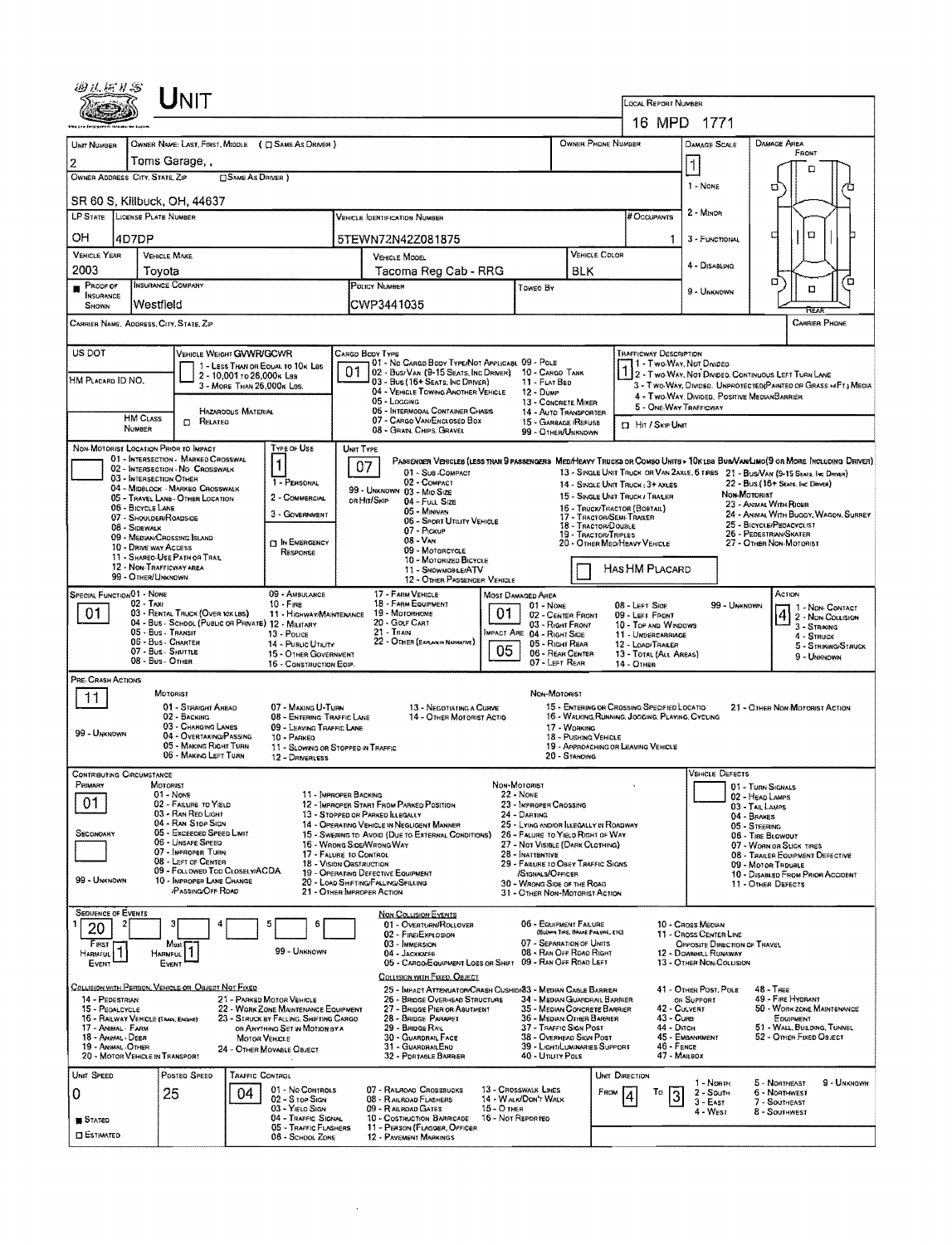# UNIT

**LOCAL REPORT NUMBER:** 16 MPD 1771

| UNIT NUMBER | OWNER NAME: LAST, FIRST, MIDDLE ( ☐ SAME AS DRIVER ) | OWNER PHONE NUMBER | DAMAGE SCALE | DAMAGE AREA |
|---|---|---|---|---|
| 2 | Toms Garage, , | | 1 | FRONT |

**OWNER ADDRESS: CITY, STATE, ZIP** ☐ SAME AS DRIVER )
SR 60 S, Killbuck, OH, 44637

DAMAGE SCALE: 1 - NONE, 2 - MINOR, 3 - FUNCTIONAL, 4 - DISABLING, 9 - UNKNOWN

| LP STATE | LICENSE PLATE NUMBER | VEHICLE IDENTIFICATION NUMBER | # OCCUPANTS |
|---|---|---|---|
| OH | 4D7DP | 5TEWN72N42Z081875 | 1 |

| VEHICLE YEAR | VEHICLE MAKE | VEHICLE MODEL | VEHICLE COLOR |
|---|---|---|---|
| 2003 | Toyota | Tacoma Reg Cab - RRG | BLK |

| PROOF OF INSURANCE SHOWN | INSURANCE COMPANY | POLICY NUMBER | TOWED BY |
|---|---|---|---|
| ■ | Westfield | CWP3441035 | |

CARRIER NAME, ADDRESS, CITY, STATE, ZIP — CARRIER PHONE

US DOT

HM PLACARD ID NO.

HM CLASS NUMBER

VEHICLE WEIGHT GVWR/GCWR: 1 - LESS THAN OR EQUAL TO 10K LBS; 2 - 10,001 TO 26,000K LBS; 3 - MORE THAN 26,000K LBS.

HAZARDOUS MATERIAL ☐ RELATED

CARGO BODY TYPE: **01**
01 - NO CARGO BODY TYPE/NOT APPLICABLE; 02 - BUS/VAN (9-15 SEATS, INC DRIVER); 03 - BUS (16+ SEATS, INC DRIVER); 04 - VEHICLE TOWING ANOTHER VEHICLE; 05 - LOGGING; 06 - INTERMODAL CONTAINER CHASIS; 07 - CARGO VAN/ENCLOSED BOX; 08 - GRAIN, CHIPS, GRAVEL; 09 - POLE; 10 - CARGO TANK; 11 - FLAT BED; 12 - DUMP; 13 - CONCRETE MIXER; 14 - AUTO TRANSPORTER; 15 - GARBAGE /REFUSE; 99 - OTHER/UNKNOWN

TRAFFICWAY DESCRIPTION: **1**
1 - TWO-WAY, NOT DIVIDED; 2 - TWO-WAY, NOT DIVIDED, CONTINUOUS LEFT TURN LANE; 3 - TWO-WAY, DIVIDED, UNPROTECTED(PAINTED OR GRASS >4FT.) MEDIA; 4 - TWO-WAY, DIVIDED, POSITIVE MEDIANBARRIER; 5 - ONE-WAY TRAFFICWAY

☐ HIT / SKIP UNIT

NON-MOTORIST LOCATION PRIOR TO IMPACT: 01 - INTERSECTION - MARKED CROSSWALK; 02 - INTERSECTION - NO CROSSWALK; 03 - INTERSECTION OTHER; 04 - MIDBLOCK - MARKED CROSSWALK; 05 - TRAVEL LANE - OTHER LOCATION; 06 - BICYCLE LANE; 07 - SHOULDER/ROADSIDE; 08 - SIDEWALK; 09 - MEDIAN/CROSSING ISLAND; 10 - DRIVE WAY ACCESS; 11 - SHARED-USE PATH OR TRAIL; 12 - NON-TRAFFICWAY AREA; 99 - OTHER/UNKNOWN

TYPE OF USE: **1**
1 - PERSONAL; 2 - COMMERCIAL; 3 - GOVERNMENT; ☐ IN EMERGENCY RESPONSE

UNIT TYPE: **07**
PASSENGER VEHICLES (LESS THAN 9 PASSENGERS MED/HEAVY TRUCKS OR COMBO UNITS > 10K LBS BUS/VAN/LIMO(9 OR MORE INCLUDING DRIVER)
01 - SUB-COMPACT; 02 - COMPACT; 99 - UNKNOWN 03 - MID SIZE; OR HIT/SKIP 04 - FULL SIZE; 05 - MINIVAN; 06 - SPORT UTILITY VEHICLE; 07 - PICKUP; 08 - VAN; 09 - MOTORCYCLE; 10 - MOTORIZED BICYCLE; 11 - SNOWMOBILE/ATV; 12 - OTHER PASSENGER VEHICLE
13 - SINGLE UNIT TRUCK OR VAN 2AXLE, 6 TIRES; 14 - SINGLE UNIT TRUCK: 3+ AXLES; 15 - SINGLE UNIT TRUCK / TRAILER; 16 - TRUCK/TRACTOR (BOBTAIL); 17 - TRACTOR/SEMI-TRAILER; 18 - TRACTOR/DOUBLE; 19 - TRACTOR/TRIPLES; 20 - OTHER MED/HEAVY VEHICLE
21 - BUS/VAN (9-15 SEATS, INC DRIVER); 22 - BUS (16+ SEATS, INC DRIVER)
NON-MOTORIST: 23 - ANIMAL WITH RIDER; 24 - ANIMAL WITH BUGGY, WAGON, SURREY; 25 - BICYCLE/PEDACYCLIST; 26 - PEDESTRIAN/SKATER; 27 - OTHER NON-MOTORIST

☐ HAS HM PLACARD

SPECIAL FUNCTION: **01**
01 - NONE; 02 - TAXI; 03 - RENTAL TRUCK (OVER 10K LBS); 04 - BUS - SCHOOL (PUBLIC OR PRIVATE); 05 - BUS - TRANSIT; 06 - BUS - CHARTER; 07 - BUS - SHUTTLE; 08 - BUS - OTHER; 09 - AMBULANCE; 10 - FIRE; 11 - HIGHWAY/MAINTENANCE; 12 - MILITARY; 13 - POLICE; 14 - PUBLIC UTILITY; 15 - OTHER GOVERNMENT; 16 - CONSTRUCTION EQIP.; 17 - FARM VEHICLE; 18 - FARM EQUIPMENT; 19 - MOTORHOME; 20 - GOLF CART; 21 - TRAIN; 22 - OTHER (EXPLAIN IN NARRATIVE)

MOST DAMAGED AREA: **01**
IMPACT AREA: **05**
01 - NONE; 02 - CENTER FRONT; 03 - RIGHT FRONT; 04 - RIGHT SIDE; 05 - RIGHT REAR; 06 - REAR CENTER; 07 - LEFT REAR; 08 - LEFT SIDE; 09 - LEFT FRONT; 10 - TOP AND WINDOWS; 11 - UNDERCARRIAGE; 12 - LOAD/TRAILER; 13 - TOTAL (ALL AREAS); 14 - OTHER; 99 - UNKNOWN

ACTION: **4**
1 - NON-CONTACT; 2 - NON-COLLISION; 3 - STRIKING; 4 - STRUCK; 5 - STRIKING/STRUCK; 9 - UNKNOWN

PRE-CRASH ACTIONS: **11**
MOTORIST: 01 - STRAIGHT AHEAD; 02 - BACKING; 03 - CHANGING LANES; 04 - OVERTAKING/PASSING; 05 - MAKING RIGHT TURN; 06 - MAKING LEFT TURN; 07 - MAKING U-TURN; 08 - ENTERING TRAFFIC LANE; 09 - LEAVING TRAFFIC LANE; 10 - PARKED; 11 - SLOWING OR STOPPED IN TRAFFIC; 12 - DRIVERLESS; 13 - NEGOTIATING A CURVE; 14 - OTHER MOTORIST ACTIO; 99 - UNKNOWN
NON-MOTORIST: 15 - ENTERING OR CROSSING SPECIFIED LOCATIO; 16 - WALKING, RUNNING, JOGGING, PLAYING, CYCLING; 17 - WORKING; 18 - PUSHING VEHICLE; 19 - APPROACHING OR LEAVING VEHICLE; 20 - STANDING; 21 - OTHER NON-MOTORIST ACTION

CONTRIBUTING CIRCUMSTANCE
PRIMARY: **01**
SECONDARY: 
MOTORIST: 01 - NONE; 02 - FAILURE TO YIELD; 03 - RAN RED LIGHT; 04 - RAN STOP SIGN; 05 - EXCEEDED SPEED LIMIT; 06 - UNSAFE SPEED; 07 - IMPROPER TURN; 08 - LEFT OF CENTER; 09 - FOLLOWED TOO CLOSELY/ACDA; 10 - IMPROPER LANE CHANGE /PASSING/OFF ROAD; 11 - IMPROPER BACKING; 12 - IMPROPER START FROM PARKED POSITION; 13 - STOPPED OR PARKED ILLEGALLY; 14 - OPERATING VEHICLE IN NEGLIGENT MANNER; 15 - SWERING TO AVOID (DUE TO EXTERNAL CONDITIONS); 16 - WRONG SIDE/WRONG WAY; 17 - FAILURE TO CONTROL; 18 - VISION OBSTRUCTION; 19 - OPERATING DEFECTIVE EQUIPMENT; 20 - LOAD SHIFTING/FALLING/SPILLING; 21 - OTHER IMPROPER ACTION; 99 - UNKNOWN
NON-MOTORIST: 22 - NONE; 23 - IMPROPER CROSSING; 24 - DARTING; 25 - LYING AND/OR ILLEGALLY IN ROADWAY; 26 - FALURE TO YIELD RIGHT OF WAY; 27 - NOT VISIBLE (DARK CLOTHING); 28 - INATTENTIVE; 29 - FAILURE TO OBEY TRAFFIC SIGNS /SIGNALS/OFFICER; 30 - WRONG SIDE OF THE ROAD; 31 - OTHER NON-MOTORIST ACTION

VEHICLE DEFECTS: 01 - TURN SIGNALS; 02 - HEAD LAMPS; 03 - TAIL LAMPS; 04 - BRAKES; 05 - STEERING; 06 - TIRE BLOWOUT; 07 - WORN OR SLICK TIRES; 08 - TRAILER EQUIPMENT DEFECTIVE; 09 - MOTOR TROUBLE; 10 - DISABLED FROM PRIOR ACCIDENT; 11 - OTHER DEFECTS

SEQUENCE OF EVENTS: 1: **20**; 2: ; 3: ; 4: ; 5: ; 6:
FIRST HARMFUL EVENT: **1**; MOST HARMFUL EVENT: **1**; 99 - UNKNOWN

NON COLLISION EVENTS: 01 - OVERTURN/ROLLOVER; 02 - FIRE/EXPLOSION; 03 - IMMERSION; 04 - JACKKNIFE; 05 - CARGO/EQUIPMENT LOSS OR SHIFT; 06 - EQUIPMENT FAILURE (BLOWN TIRE, BRAKE FAILURE, ETC); 07 - SEPARATION OF UNITS; 08 - RAN OFF ROAD RIGHT; 09 - RAN OFF ROAD LEFT; 10 - CROSS MEDIAN; 11 - CROSS CENTER LINE OPPOSITE DIRECTION OF TRAVEL; 12 - DOWNHILL RUNAWAY; 13 - OTHER NON-COLLISION

COLLISION WITH PERSON, VEHICLE OR OBJECT NOT FIXED: 14 - PEDESTRIAN; 15 - PEDALCYCLE; 16 - RAILWAY VEHICLE (TRAIN, ENGINE); 17 - ANIMAL - FARM; 18 - ANIMAL - DEER; 19 - ANIMAL - OTHER; 20 - MOTOR VEHICLE IN TRANSPORT; 21 - PARKED MOTOR VEHICLE; 22 - WORK ZONE MAINTENANCE EQUIPMENT; 23 - STRUCK BY FALLING, SHIFTING CARGO OR ANYTHING SET IN MOTION BY A MOTOR VEHICLE; 24 - OTHER MOVABLE OBJECT

COLLISION WITH FIXED, OBJECT: 25 - IMPACT ATTENUATOR/CRASH CUSHION; 26 - BRIDGE OVERHEAD STRUCTURE; 27 - BRIDGE PIER OR ABUTMENT; 28 - BRIDGE PARAPET; 29 - BRIDGE RAIL; 30 - GUARDRAIL FACE; 31 - GUARDRAILEND; 32 - PORTABLE BARRIER; 33 - MEDIAN CABLE BARRIER; 34 - MEDIAN GUARDRAIL BARRIER; 35 - MEDIAN CONCRETE BARRIER; 36 - MEDIAN OTHER BARRIER; 37 - TRAFFIC SIGN POST; 38 - OVERHEAD SIGN POST; 39 - LIGHT/LUMINARIES SUPPORT; 40 - UTILITY POLE; 41 - OTHER POST, POLE OR SUPPORT; 42 - CULVERT; 43 - CURB; 44 - DITCH; 45 - EMBANKMENT; 46 - FENCE; 47 - MAILBOX; 48 - TREE; 49 - FIRE HYDRANT; 50 - WORK ZONE MAINTENANCE EQUIPMENT; 51 - WALL, BUILDING, TUNNEL; 52 - OTHER FIXED OBJECT

| UNIT SPEED | POSTED SPEED | TRAFFIC CONTROL | UNIT DIRECTION |
|---|---|---|---|
| 0 | 25 | 04 | FROM 4 TO 3 |

■ STATED
☐ ESTIMATED

TRAFFIC CONTROL: 01 - NO CONTROLS; 02 - STOP SIGN; 03 - YIELD SIGN; 04 - TRAFFIC SIGNAL; 05 - TRAFFIC FLASHERS; 06 - SCHOOL ZONE; 07 - RAILROAD CROSSBUCKS; 08 - RAILROAD FLASHERS; 09 - RAILROAD GATES; 10 - COSTRUCTION BARRICADE; 11 - PERSON (FLAGGER, OFFICER; 12 - PAVEMENT MARKINGS; 13 - CROSSWALK LINES; 14 - WALK/DON'T WALK; 15 - OTHER; 16 - NOT REPORTED

UNIT DIRECTION: 1 - NORTH; 2 - SOUTH; 3 - EAST; 4 - WEST; 5 - NORTHEAST; 6 - NORTHWEST; 7 - SOUTHEAST; 8 - SOUTHWEST; 9 - UNKNOWN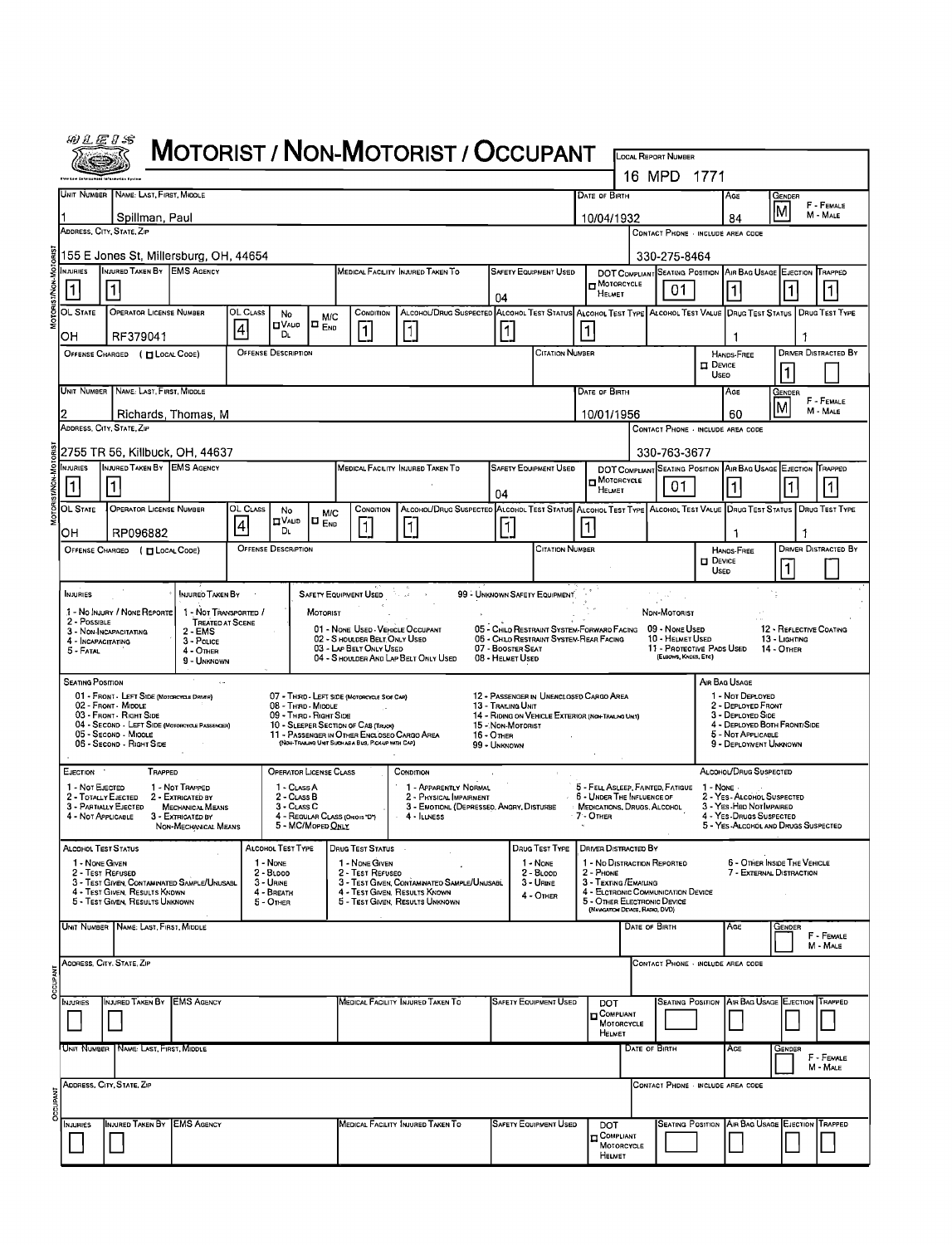# MOTORIST / NON-MOTORIST / OCCUPANT

OLEIS

**Local Report Number:** 16 MPD 1771

## Motorist/Non-Motorist

| Unit Number | Name: Last, First, Middle | Date of Birth | Age | Gender |
|---|---|---|---|---|
| 1 | Spillman, Paul | 10/04/1932 | 84 | M |

| Address, City, State, Zip | Contact Phone - Include Area Code |
|---|---|
| 155 E Jones St, Millersburg, OH, 44654 | 330-275-8464 |

| Injuries | Injured Taken By | EMS Agency | Medical Facility Injured Taken To | Safety Equipment Used | DOT Compliant Motorcycle Helmet | Seating Position | Air Bag Usage | Ejection | Trapped |
|---|---|---|---|---|---|---|---|---|---|
| 1 | 1 | | | 04 | | 01 | 1 | 1 | 1 |

| OL State | Operator License Number | OL Class | No Valid DL | M/C End | Condition | Alcohol/Drug Suspected | Alcohol Test Status | Alcohol Test Type | Alcohol Test Value | Drug Test Status | Drug Test Type |
|---|---|---|---|---|---|---|---|---|---|---|---|
| OH | RF379041 | 4 | | | 1 | 1 | 1 | 1 | | 1 | 1 |

| Offense Charged (Local Code) | Offense Description | Citation Number | Hands-Free Device Used | Driver Distracted By |
|---|---|---|---|---|
| | | | | 1 |

| Unit Number | Name: Last, First, Middle | Date of Birth | Age | Gender |
|---|---|---|---|---|
| 2 | Richards, Thomas, M | 10/01/1956 | 60 | M |

| Address, City, State, Zip | Contact Phone - Include Area Code |
|---|---|
| 2755 TR 56, Killbuck, OH, 44637 | 330-763-3677 |

| Injuries | Injured Taken By | EMS Agency | Medical Facility Injured Taken To | Safety Equipment Used | DOT Compliant Motorcycle Helmet | Seating Position | Air Bag Usage | Ejection | Trapped |
|---|---|---|---|---|---|---|---|---|---|
| 1 | 1 | | | 04 | | 01 | 1 | 1 | 1 |

| OL State | Operator License Number | OL Class | No Valid DL | M/C End | Condition | Alcohol/Drug Suspected | Alcohol Test Status | Alcohol Test Type | Alcohol Test Value | Drug Test Status | Drug Test Type |
|---|---|---|---|---|---|---|---|---|---|---|---|
| OH | RP096882 | 4 | | | 1 | 1 | 1 | 1 | | 1 | 1 |

| Offense Charged (Local Code) | Offense Description | Citation Number | Hands-Free Device Used | Driver Distracted By |
|---|---|---|---|---|
| | | | | 1 |

## Codes

**Injuries:** 1 - No Injury / None Reported; 2 - Possible; 3 - Non-Incapacitating; 4 - Incapacitating; 5 - Fatal

**Injured Taken By:** 1 - Not Transported / Treated at Scene; 2 - EMS; 3 - Police; 4 - Other; 9 - Unknown

**Safety Equipment Used:** 99 - Unknown Safety Equipment

- Motorist: 01 - None Used - Vehicle Occupant; 02 - Shoulder Belt Only Used; 03 - Lap Belt Only Used; 04 - Shoulder And Lap Belt Only Used; 05 - Child Restraint System-Forward Facing; 06 - Child Restraint System-Rear Facing; 07 - Booster Seat; 08 - Helmet Used
- Non-Motorist: 09 - None Used; 10 - Helmet Used; 11 - Protective Pads Used (Elbows, Knees, Etc); 12 - Reflective Coating; 13 - Lighting; 14 - Other

**Seating Position:** 01 - Front - Left Side (Motorcycle Driver); 02 - Front - Middle; 03 - Front - Right Side; 04 - Second - Left Side (Motorcycle Passenger); 05 - Second - Middle; 06 - Second - Right Side; 07 - Third - Left Side (Motorcycle Side Car); 08 - Third - Middle; 09 - Third - Right Side; 10 - Sleeper Section of Cab (Truck); 11 - Passenger in Other Enclosed Cargo Area (Non-Trailing Unit Such as a Bus, Pickup with Cap); 12 - Passenger in Unenclosed Cargo Area; 13 - Trailing Unit; 14 - Riding on Vehicle Exterior (Non-Trailing Unit); 15 - Non-Motorist; 16 - Other; 99 - Unknown

**Air Bag Usage:** 1 - Not Deployed; 2 - Deployed Front; 3 - Deployed Side; 4 - Deployed Both Front/Side; 5 - Not Applicable; 9 - Deployment Unknown

**Ejection:** 1 - Not Ejected; 2 - Totally Ejected; 3 - Partially Ejected; 4 - Not Applicable

**Trapped:** 1 - Not Trapped; 2 - Extricated by Mechanical Means; 3 - Extricated by Non-Mechanical Means

**Operator License Class:** 1 - Class A; 2 - Class B; 3 - Class C; 4 - Regular Class (Ohio is "D"); 5 - M/C/Moped Only

**Condition:** 1 - Apparently Normal; 2 - Physical Impairment; 3 - Emotional (Depressed, Angry, Disturbed); 4 - Illness; 5 - Fell Asleep, Fainted, Fatigue; 6 - Under The Influence of Medications, Drugs, Alcohol; 7 - Other

**Alcohol/Drug Suspected:** 1 - None; 2 - Yes - Alcohol Suspected; 3 - Yes - HBD Not Impaired; 4 - Yes - Drugs Suspected; 5 - Yes - Alcohol and Drugs Suspected

**Alcohol Test Status:** 1 - None Given; 2 - Test Refused; 3 - Test Given, Contaminated Sample/Unusable; 4 - Test Given, Results Known; 5 - Test Given, Results Unknown

**Alcohol Test Type:** 1 - None; 2 - Blood; 3 - Urine; 4 - Breath; 5 - Other

**Drug Test Status:** 1 - None Given; 2 - Test Refused; 3 - Test Given, Contaminated Sample/Unusable; 4 - Test Given, Results Known; 5 - Test Given, Results Unknown

**Drug Test Type:** 1 - None; 2 - Blood; 3 - Urine; 4 - Other

**Driver Distracted By:** 1 - No Distraction Reported; 2 - Phone; 3 - Texting/Emailing; 4 - Electronic Communication Device; 5 - Other Electronic Device (Navigation Device, Radio, DVD); 6 - Other Inside The Vehicle; 7 - External Distraction

## Occupant

| Unit Number | Name: Last, First, Middle | Date of Birth | Age | Gender |
|---|---|---|---|---|
| | | | | |

| Address, City, State, Zip | Contact Phone - Include Area Code |
|---|---|
| | |

| Injuries | Injured Taken By | EMS Agency | Medical Facility Injured Taken To | Safety Equipment Used | DOT Compliant Motorcycle Helmet | Seating Position | Air Bag Usage | Ejection | Trapped |
|---|---|---|---|---|---|---|---|---|---|
| | | | | | | | | | |

## Occupant

| Unit Number | Name: Last, First, Middle | Date of Birth | Age | Gender |
|---|---|---|---|---|
| | | | | |

| Address, City, State, Zip | Contact Phone - Include Area Code |
|---|---|
| | |

| Injuries | Injured Taken By | EMS Agency | Medical Facility Injured Taken To | Safety Equipment Used | DOT Compliant Motorcycle Helmet | Seating Position | Air Bag Usage | Ejection | Trapped |
|---|---|---|---|---|---|---|---|---|---|
| | | | | | | | | | |